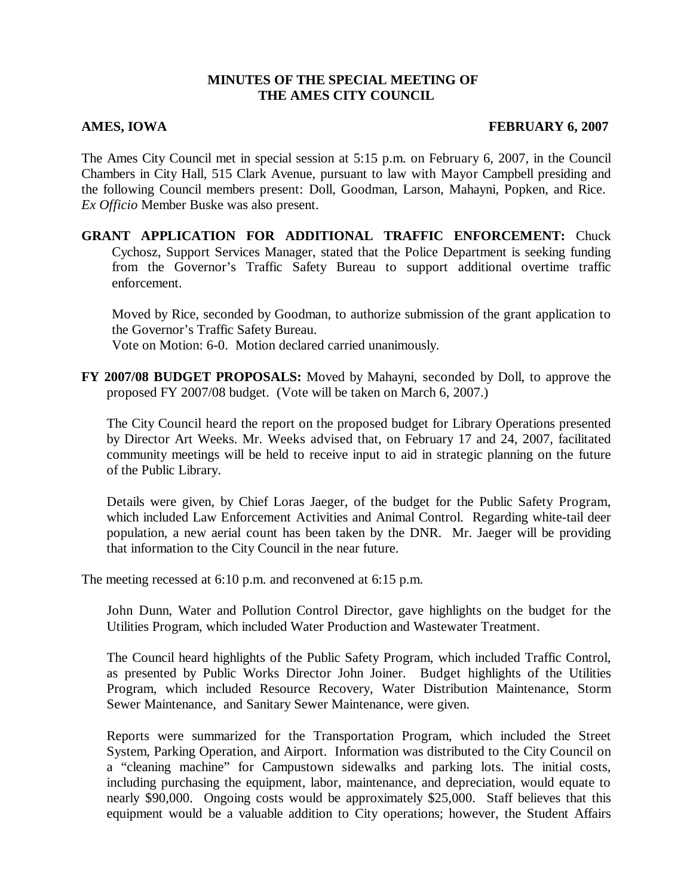**MINUTES OF THE SPECIAL MEETING OF THE AMES CITY COUNCIL**

**AMES, IOWA** **FEBRUARY 6, 2007**

The Ames City Council met in special session at 5:15 p.m. on February 6, 2007, in the Council Chambers in City Hall, 515 Clark Avenue, pursuant to law with Mayor Campbell presiding and the following Council members present: Doll, Goodman, Larson, Mahayni, Popken, and Rice. *Ex Officio* Member Buske was also present.

**GRANT APPLICATION FOR ADDITIONAL TRAFFIC ENFORCEMENT:** Chuck Cychosz, Support Services Manager, stated that the Police Department is seeking funding from the Governor's Traffic Safety Bureau to support additional overtime traffic enforcement.

Moved by Rice, seconded by Goodman, to authorize submission of the grant application to the Governor's Traffic Safety Bureau.
Vote on Motion: 6-0. Motion declared carried unanimously.

**FY 2007/08 BUDGET PROPOSALS:** Moved by Mahayni, seconded by Doll, to approve the proposed FY 2007/08 budget. (Vote will be taken on March 6, 2007.)

The City Council heard the report on the proposed budget for Library Operations presented by Director Art Weeks. Mr. Weeks advised that, on February 17 and 24, 2007, facilitated community meetings will be held to receive input to aid in strategic planning on the future of the Public Library.

Details were given, by Chief Loras Jaeger, of the budget for the Public Safety Program, which included Law Enforcement Activities and Animal Control. Regarding white-tail deer population, a new aerial count has been taken by the DNR. Mr. Jaeger will be providing that information to the City Council in the near future.

The meeting recessed at 6:10 p.m. and reconvened at 6:15 p.m.

John Dunn, Water and Pollution Control Director, gave highlights on the budget for the Utilities Program, which included Water Production and Wastewater Treatment.

The Council heard highlights of the Public Safety Program, which included Traffic Control, as presented by Public Works Director John Joiner. Budget highlights of the Utilities Program, which included Resource Recovery, Water Distribution Maintenance, Storm Sewer Maintenance, and Sanitary Sewer Maintenance, were given.

Reports were summarized for the Transportation Program, which included the Street System, Parking Operation, and Airport. Information was distributed to the City Council on a "cleaning machine" for Campustown sidewalks and parking lots. The initial costs, including purchasing the equipment, labor, maintenance, and depreciation, would equate to nearly $90,000. Ongoing costs would be approximately $25,000. Staff believes that this equipment would be a valuable addition to City operations; however, the Student Affairs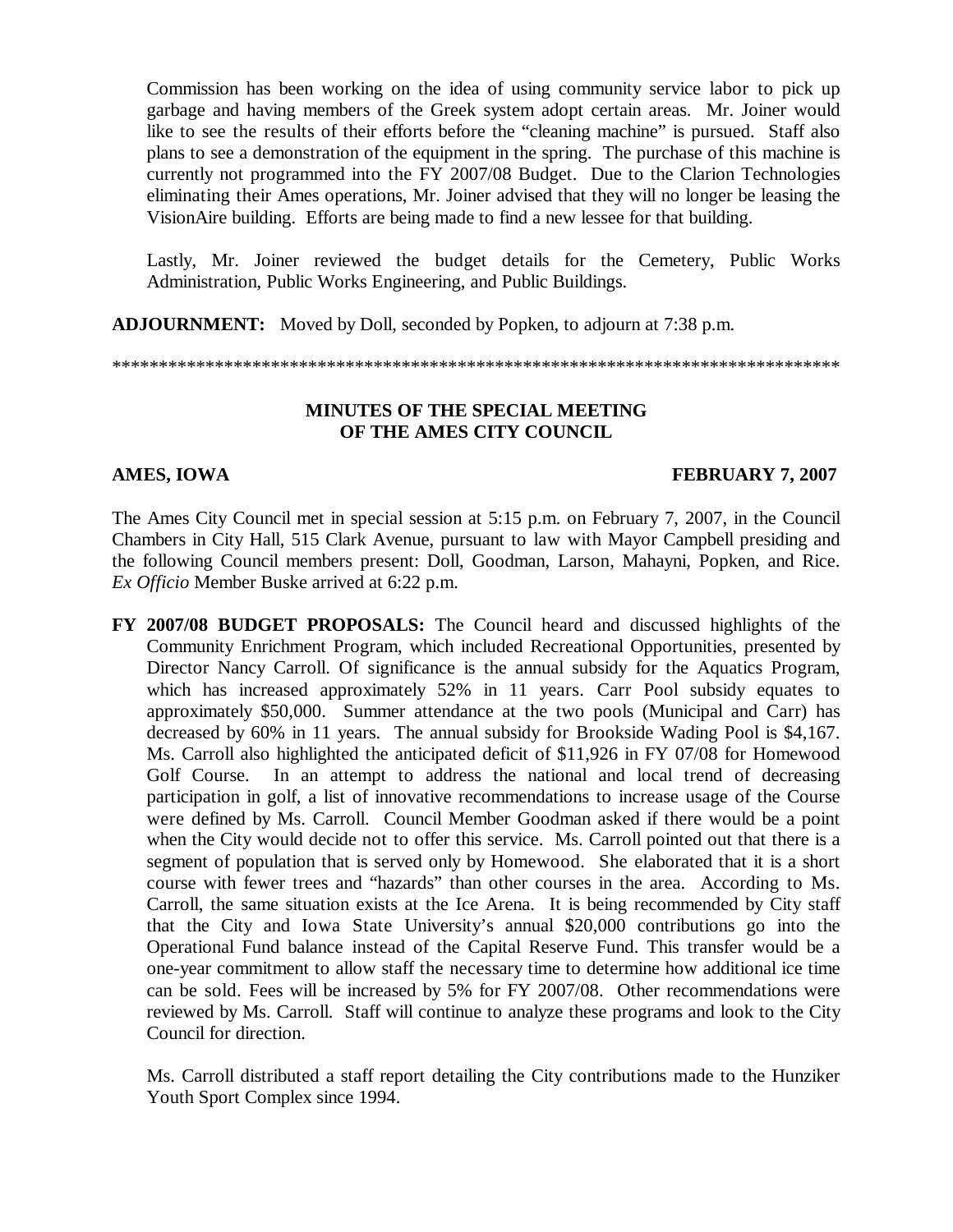Commission has been working on the idea of using community service labor to pick up garbage and having members of the Greek system adopt certain areas. Mr. Joiner would like to see the results of their efforts before the "cleaning machine" is pursued. Staff also plans to see a demonstration of the equipment in the spring. The purchase of this machine is currently not programmed into the FY 2007/08 Budget. Due to the Clarion Technologies eliminating their Ames operations, Mr. Joiner advised that they will no longer be leasing the VisionAire building. Efforts are being made to find a new lessee for that building.

Lastly, Mr. Joiner reviewed the budget details for the Cemetery, Public Works Administration, Public Works Engineering, and Public Buildings.

**ADJOURNMENT:** Moved by Doll, seconded by Popken, to adjourn at 7:38 p.m.

*******************************************************************************

## MINUTES OF THE SPECIAL MEETING OF THE AMES CITY COUNCIL

**AMES, IOWA** **FEBRUARY 7, 2007**

The Ames City Council met in special session at 5:15 p.m. on February 7, 2007, in the Council Chambers in City Hall, 515 Clark Avenue, pursuant to law with Mayor Campbell presiding and the following Council members present: Doll, Goodman, Larson, Mahayni, Popken, and Rice. *Ex Officio* Member Buske arrived at 6:22 p.m.

**FY 2007/08 BUDGET PROPOSALS:** The Council heard and discussed highlights of the Community Enrichment Program, which included Recreational Opportunities, presented by Director Nancy Carroll. Of significance is the annual subsidy for the Aquatics Program, which has increased approximately 52% in 11 years. Carr Pool subsidy equates to approximately $50,000. Summer attendance at the two pools (Municipal and Carr) has decreased by 60% in 11 years. The annual subsidy for Brookside Wading Pool is $4,167. Ms. Carroll also highlighted the anticipated deficit of $11,926 in FY 07/08 for Homewood Golf Course. In an attempt to address the national and local trend of decreasing participation in golf, a list of innovative recommendations to increase usage of the Course were defined by Ms. Carroll. Council Member Goodman asked if there would be a point when the City would decide not to offer this service. Ms. Carroll pointed out that there is a segment of population that is served only by Homewood. She elaborated that it is a short course with fewer trees and "hazards" than other courses in the area. According to Ms. Carroll, the same situation exists at the Ice Arena. It is being recommended by City staff that the City and Iowa State University's annual $20,000 contributions go into the Operational Fund balance instead of the Capital Reserve Fund. This transfer would be a one-year commitment to allow staff the necessary time to determine how additional ice time can be sold. Fees will be increased by 5% for FY 2007/08. Other recommendations were reviewed by Ms. Carroll. Staff will continue to analyze these programs and look to the City Council for direction.

Ms. Carroll distributed a staff report detailing the City contributions made to the Hunziker Youth Sport Complex since 1994.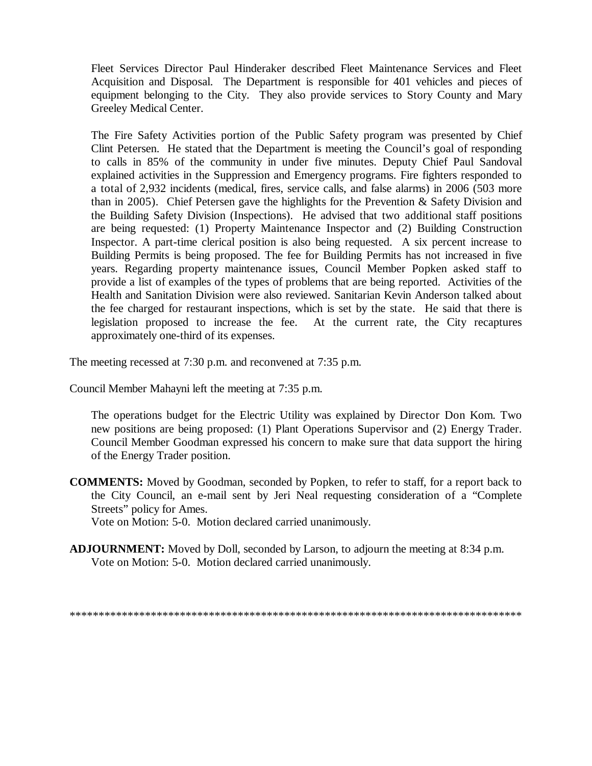Fleet Services Director Paul Hinderaker described Fleet Maintenance Services and Fleet Acquisition and Disposal. The Department is responsible for 401 vehicles and pieces of equipment belonging to the City. They also provide services to Story County and Mary Greeley Medical Center.

The Fire Safety Activities portion of the Public Safety program was presented by Chief Clint Petersen. He stated that the Department is meeting the Council's goal of responding to calls in 85% of the community in under five minutes. Deputy Chief Paul Sandoval explained activities in the Suppression and Emergency programs. Fire fighters responded to a total of 2,932 incidents (medical, fires, service calls, and false alarms) in 2006 (503 more than in 2005). Chief Petersen gave the highlights for the Prevention & Safety Division and the Building Safety Division (Inspections). He advised that two additional staff positions are being requested: (1) Property Maintenance Inspector and (2) Building Construction Inspector. A part-time clerical position is also being requested. A six percent increase to Building Permits is being proposed. The fee for Building Permits has not increased in five years. Regarding property maintenance issues, Council Member Popken asked staff to provide a list of examples of the types of problems that are being reported. Activities of the Health and Sanitation Division were also reviewed. Sanitarian Kevin Anderson talked about the fee charged for restaurant inspections, which is set by the state. He said that there is legislation proposed to increase the fee. At the current rate, the City recaptures approximately one-third of its expenses.

The meeting recessed at 7:30 p.m. and reconvened at 7:35 p.m.

Council Member Mahayni left the meeting at 7:35 p.m.

The operations budget for the Electric Utility was explained by Director Don Kom. Two new positions are being proposed: (1) Plant Operations Supervisor and (2) Energy Trader. Council Member Goodman expressed his concern to make sure that data support the hiring of the Energy Trader position.

**COMMENTS:** Moved by Goodman, seconded by Popken, to refer to staff, for a report back to the City Council, an e-mail sent by Jeri Neal requesting consideration of a "Complete Streets" policy for Ames.
Vote on Motion: 5-0. Motion declared carried unanimously.

**ADJOURNMENT:** Moved by Doll, seconded by Larson, to adjourn the meeting at 8:34 p.m.
Vote on Motion: 5-0. Motion declared carried unanimously.

*********************************************************************************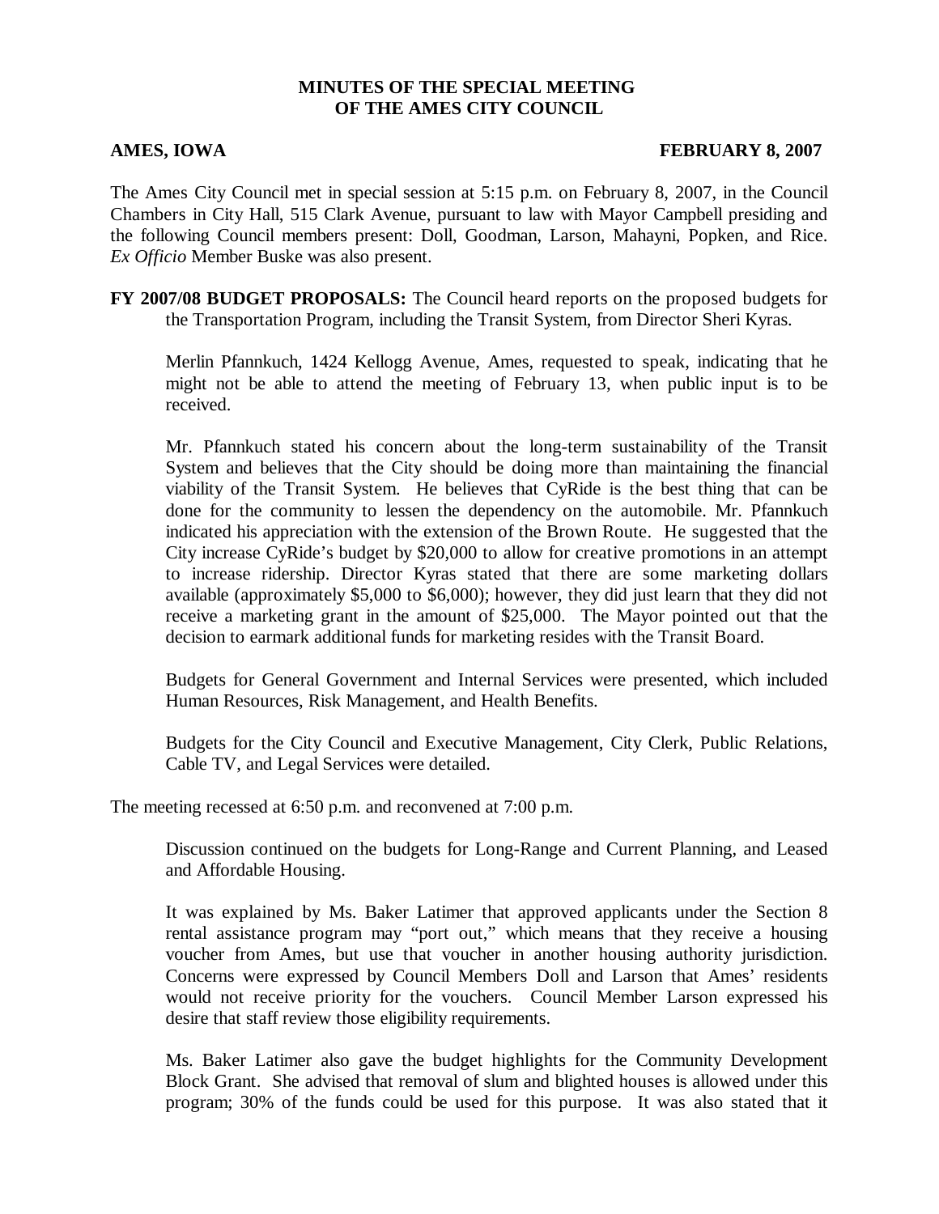**MINUTES OF THE SPECIAL MEETING OF THE AMES CITY COUNCIL**

**AMES, IOWA** **FEBRUARY 8, 2007**

The Ames City Council met in special session at 5:15 p.m. on February 8, 2007, in the Council Chambers in City Hall, 515 Clark Avenue, pursuant to law with Mayor Campbell presiding and the following Council members present: Doll, Goodman, Larson, Mahayni, Popken, and Rice. *Ex Officio* Member Buske was also present.

**FY 2007/08 BUDGET PROPOSALS:** The Council heard reports on the proposed budgets for the Transportation Program, including the Transit System, from Director Sheri Kyras.

Merlin Pfannkuch, 1424 Kellogg Avenue, Ames, requested to speak, indicating that he might not be able to attend the meeting of February 13, when public input is to be received.

Mr. Pfannkuch stated his concern about the long-term sustainability of the Transit System and believes that the City should be doing more than maintaining the financial viability of the Transit System. He believes that CyRide is the best thing that can be done for the community to lessen the dependency on the automobile. Mr. Pfannkuch indicated his appreciation with the extension of the Brown Route. He suggested that the City increase CyRide's budget by $20,000 to allow for creative promotions in an attempt to increase ridership. Director Kyras stated that there are some marketing dollars available (approximately $5,000 to $6,000); however, they did just learn that they did not receive a marketing grant in the amount of $25,000. The Mayor pointed out that the decision to earmark additional funds for marketing resides with the Transit Board.

Budgets for General Government and Internal Services were presented, which included Human Resources, Risk Management, and Health Benefits.

Budgets for the City Council and Executive Management, City Clerk, Public Relations, Cable TV, and Legal Services were detailed.

The meeting recessed at 6:50 p.m. and reconvened at 7:00 p.m.

Discussion continued on the budgets for Long-Range and Current Planning, and Leased and Affordable Housing.

It was explained by Ms. Baker Latimer that approved applicants under the Section 8 rental assistance program may "port out," which means that they receive a housing voucher from Ames, but use that voucher in another housing authority jurisdiction. Concerns were expressed by Council Members Doll and Larson that Ames' residents would not receive priority for the vouchers. Council Member Larson expressed his desire that staff review those eligibility requirements.

Ms. Baker Latimer also gave the budget highlights for the Community Development Block Grant. She advised that removal of slum and blighted houses is allowed under this program; 30% of the funds could be used for this purpose. It was also stated that it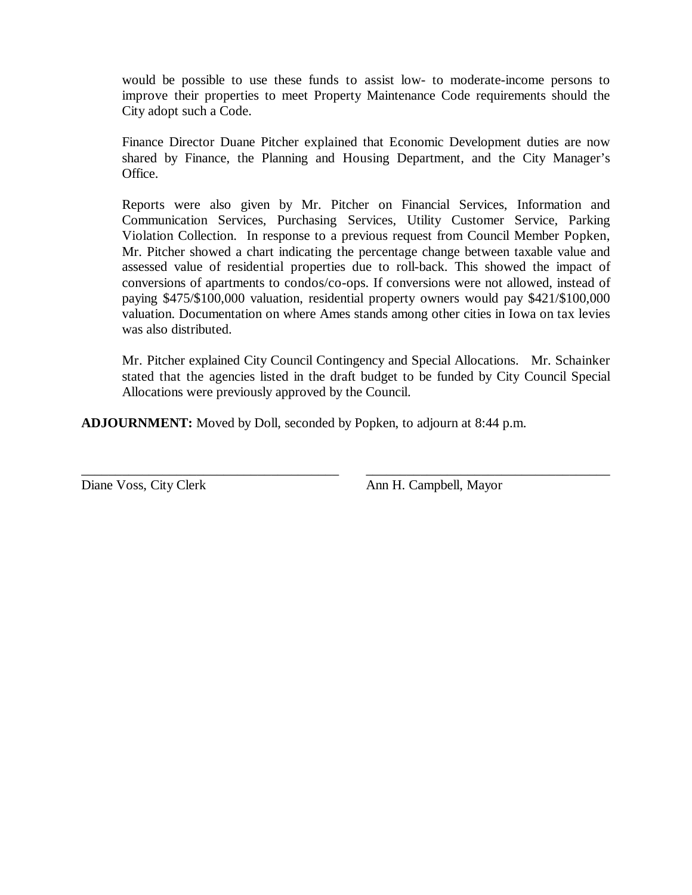would be possible to use these funds to assist low- to moderate-income persons to improve their properties to meet Property Maintenance Code requirements should the City adopt such a Code.

Finance Director Duane Pitcher explained that Economic Development duties are now shared by Finance, the Planning and Housing Department, and the City Manager's Office.

Reports were also given by Mr. Pitcher on Financial Services, Information and Communication Services, Purchasing Services, Utility Customer Service, Parking Violation Collection. In response to a previous request from Council Member Popken, Mr. Pitcher showed a chart indicating the percentage change between taxable value and assessed value of residential properties due to roll-back. This showed the impact of conversions of apartments to condos/co-ops. If conversions were not allowed, instead of paying $475/$100,000 valuation, residential property owners would pay $421/$100,000 valuation. Documentation on where Ames stands among other cities in Iowa on tax levies was also distributed.

Mr. Pitcher explained City Council Contingency and Special Allocations. Mr. Schainker stated that the agencies listed in the draft budget to be funded by City Council Special Allocations were previously approved by the Council.

**ADJOURNMENT:** Moved by Doll, seconded by Popken, to adjourn at 8:44 p.m.

\_\_\_\_\_\_\_\_\_\_\_\_\_\_\_\_\_\_\_\_\_\_\_\_\_\_\_\_\_\_\_\_\_\_\_\_\_\_
Diane Voss, City Clerk

\_\_\_\_\_\_\_\_\_\_\_\_\_\_\_\_\_\_\_\_\_\_\_\_\_\_\_\_\_\_\_\_\_\_\_\_\_\_
Ann H. Campbell, Mayor